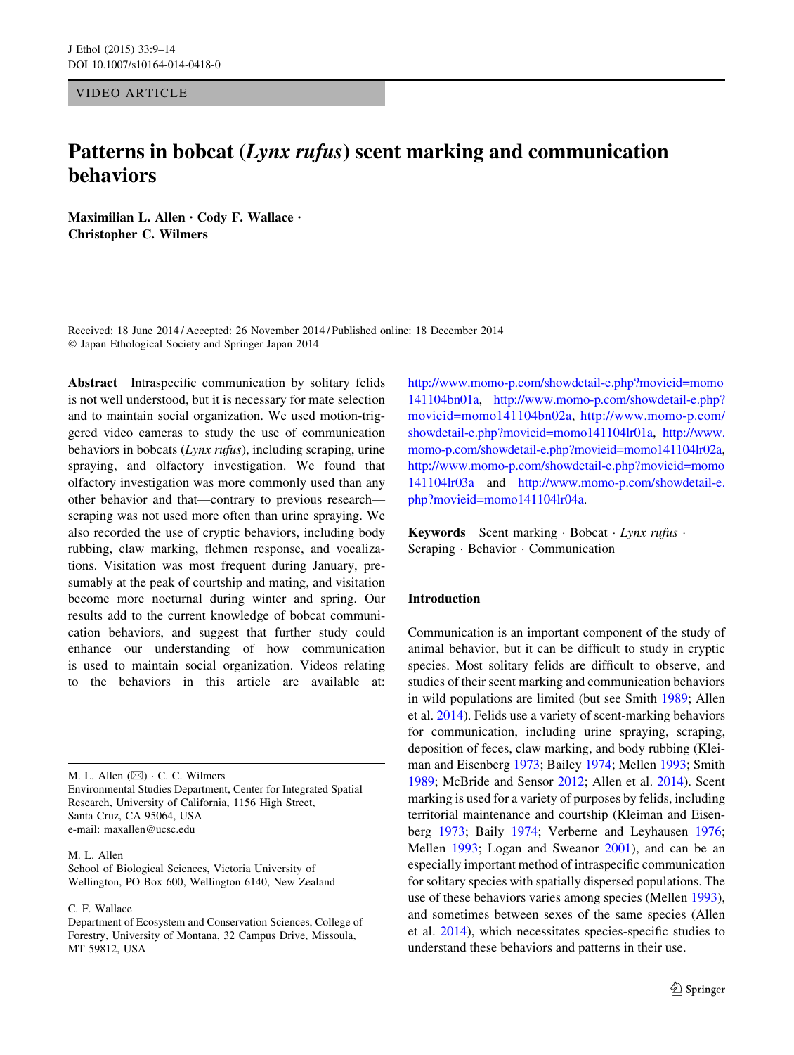VIDEO ARTICLE

# Patterns in bobcat (*Lynx rufus*) scent marking and communication behaviors

**Maximilian L. Allen · Cody F. Wallace · Christopher C. Wilmers**

Received: 18 June 2014 / Accepted: 26 November 2014 / Published online: 18 December 2014
© Japan Ethological Society and Springer Japan 2014

**Abstract** Intraspecific communication by solitary felids is not well understood, but it is necessary for mate selection and to maintain social organization. We used motion-triggered video cameras to study the use of communication behaviors in bobcats (*Lynx rufus*), including scraping, urine spraying, and olfactory investigation. We found that olfactory investigation was more commonly used than any other behavior and that—contrary to previous research—scraping was not used more often than urine spraying. We also recorded the use of cryptic behaviors, including body rubbing, claw marking, flehmen response, and vocalizations. Visitation was most frequent during January, presumably at the peak of courtship and mating, and visitation become more nocturnal during winter and spring. Our results add to the current knowledge of bobcat communication behaviors, and suggest that further study could enhance our understanding of how communication is used to maintain social organization. Videos relating to the behaviors in this article are available at: http://www.momo-p.com/showdetail-e.php?movieid=momo141104bn01a, http://www.momo-p.com/showdetail-e.php?movieid=momo141104bn02a, http://www.momo-p.com/showdetail-e.php?movieid=momo141104lr01a, http://www.momo-p.com/showdetail-e.php?movieid=momo141104lr02a, http://www.momo-p.com/showdetail-e.php?movieid=momo141104lr03a and http://www.momo-p.com/showdetail-e.php?movieid=momo141104lr04a.

**Keywords** Scent marking · Bobcat · *Lynx rufus* · Scraping · Behavior · Communication

M. L. Allen (✉) · C. C. Wilmers
Environmental Studies Department, Center for Integrated Spatial Research, University of California, 1156 High Street, Santa Cruz, CA 95064, USA
e-mail: maxallen@ucsc.edu

M. L. Allen
School of Biological Sciences, Victoria University of Wellington, PO Box 600, Wellington 6140, New Zealand

C. F. Wallace
Department of Ecosystem and Conservation Sciences, College of Forestry, University of Montana, 32 Campus Drive, Missoula, MT 59812, USA

## Introduction

Communication is an important component of the study of animal behavior, but it can be difficult to study in cryptic species. Most solitary felids are difficult to observe, and studies of their scent marking and communication behaviors in wild populations are limited (but see Smith 1989; Allen et al. 2014). Felids use a variety of scent-marking behaviors for communication, including urine spraying, scraping, deposition of feces, claw marking, and body rubbing (Kleiman and Eisenberg 1973; Bailey 1974; Mellen 1993; Smith 1989; McBride and Sensor 2012; Allen et al. 2014). Scent marking is used for a variety of purposes by felids, including territorial maintenance and courtship (Kleiman and Eisenberg 1973; Baily 1974; Verberne and Leyhausen 1976; Mellen 1993; Logan and Sweanor 2001), and can be an especially important method of intraspecific communication for solitary species with spatially dispersed populations. The use of these behaviors varies among species (Mellen 1993), and sometimes between sexes of the same species (Allen et al. 2014), which necessitates species-specific studies to understand these behaviors and patterns in their use.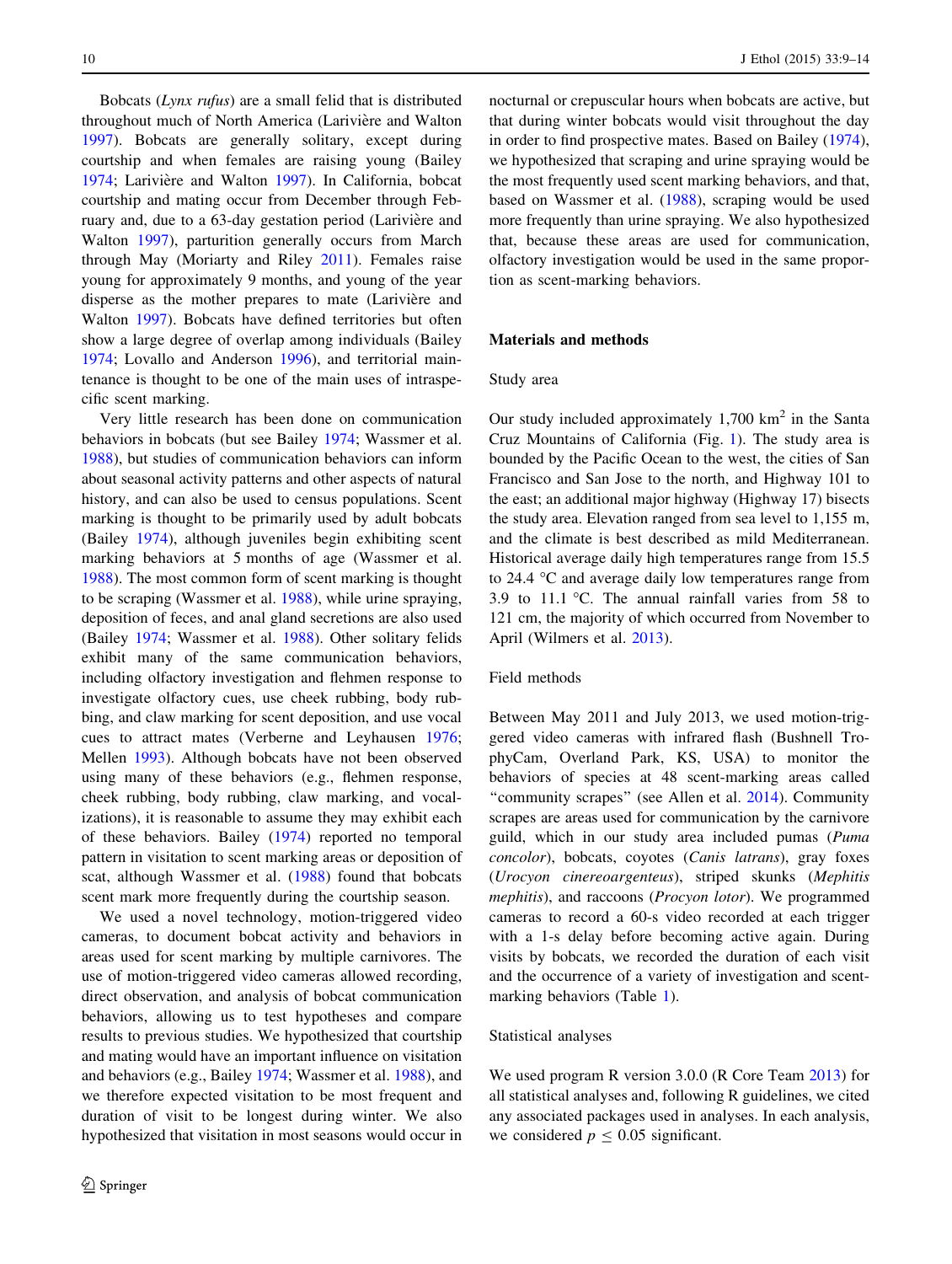Bobcats (*Lynx rufus*) are a small felid that is distributed throughout much of North America (Larivière and Walton 1997). Bobcats are generally solitary, except during courtship and when females are raising young (Bailey 1974; Larivière and Walton 1997). In California, bobcat courtship and mating occur from December through February and, due to a 63-day gestation period (Larivière and Walton 1997), parturition generally occurs from March through May (Moriarty and Riley 2011). Females raise young for approximately 9 months, and young of the year disperse as the mother prepares to mate (Larivière and Walton 1997). Bobcats have defined territories but often show a large degree of overlap among individuals (Bailey 1974; Lovallo and Anderson 1996), and territorial maintenance is thought to be one of the main uses of intraspecific scent marking.

Very little research has been done on communication behaviors in bobcats (but see Bailey 1974; Wassmer et al. 1988), but studies of communication behaviors can inform about seasonal activity patterns and other aspects of natural history, and can also be used to census populations. Scent marking is thought to be primarily used by adult bobcats (Bailey 1974), although juveniles begin exhibiting scent marking behaviors at 5 months of age (Wassmer et al. 1988). The most common form of scent marking is thought to be scraping (Wassmer et al. 1988), while urine spraying, deposition of feces, and anal gland secretions are also used (Bailey 1974; Wassmer et al. 1988). Other solitary felids exhibit many of the same communication behaviors, including olfactory investigation and flehmen response to investigate olfactory cues, use cheek rubbing, body rubbing, and claw marking for scent deposition, and use vocal cues to attract mates (Verberne and Leyhausen 1976; Mellen 1993). Although bobcats have not been observed using many of these behaviors (e.g., flehmen response, cheek rubbing, body rubbing, claw marking, and vocalizations), it is reasonable to assume they may exhibit each of these behaviors. Bailey (1974) reported no temporal pattern in visitation to scent marking areas or deposition of scat, although Wassmer et al. (1988) found that bobcats scent mark more frequently during the courtship season.

We used a novel technology, motion-triggered video cameras, to document bobcat activity and behaviors in areas used for scent marking by multiple carnivores. The use of motion-triggered video cameras allowed recording, direct observation, and analysis of bobcat communication behaviors, allowing us to test hypotheses and compare results to previous studies. We hypothesized that courtship and mating would have an important influence on visitation and behaviors (e.g., Bailey 1974; Wassmer et al. 1988), and we therefore expected visitation to be most frequent and duration of visit to be longest during winter. We also hypothesized that visitation in most seasons would occur in nocturnal or crepuscular hours when bobcats are active, but that during winter bobcats would visit throughout the day in order to find prospective mates. Based on Bailey (1974), we hypothesized that scraping and urine spraying would be the most frequently used scent marking behaviors, and that, based on Wassmer et al. (1988), scraping would be used more frequently than urine spraying. We also hypothesized that, because these areas are used for communication, olfactory investigation would be used in the same proportion as scent-marking behaviors.

## Materials and methods

### Study area

Our study included approximately 1,700 km$^2$ in the Santa Cruz Mountains of California (Fig. 1). The study area is bounded by the Pacific Ocean to the west, the cities of San Francisco and San Jose to the north, and Highway 101 to the east; an additional major highway (Highway 17) bisects the study area. Elevation ranged from sea level to 1,155 m, and the climate is best described as mild Mediterranean. Historical average daily high temperatures range from 15.5 to 24.4 °C and average daily low temperatures range from 3.9 to 11.1 °C. The annual rainfall varies from 58 to 121 cm, the majority of which occurred from November to April (Wilmers et al. 2013).

### Field methods

Between May 2011 and July 2013, we used motion-triggered video cameras with infrared flash (Bushnell TrophyCam, Overland Park, KS, USA) to monitor the behaviors of species at 48 scent-marking areas called "community scrapes" (see Allen et al. 2014). Community scrapes are areas used for communication by the carnivore guild, which in our study area included pumas (*Puma concolor*), bobcats, coyotes (*Canis latrans*), gray foxes (*Urocyon cinereoargenteus*), striped skunks (*Mephitis mephitis*), and raccoons (*Procyon lotor*). We programmed cameras to record a 60-s video recorded at each trigger with a 1-s delay before becoming active again. During visits by bobcats, we recorded the duration of each visit and the occurrence of a variety of investigation and scent-marking behaviors (Table 1).

### Statistical analyses

We used program R version 3.0.0 (R Core Team 2013) for all statistical analyses and, following R guidelines, we cited any associated packages used in analyses. In each analysis, we considered $p \leq 0.05$ significant.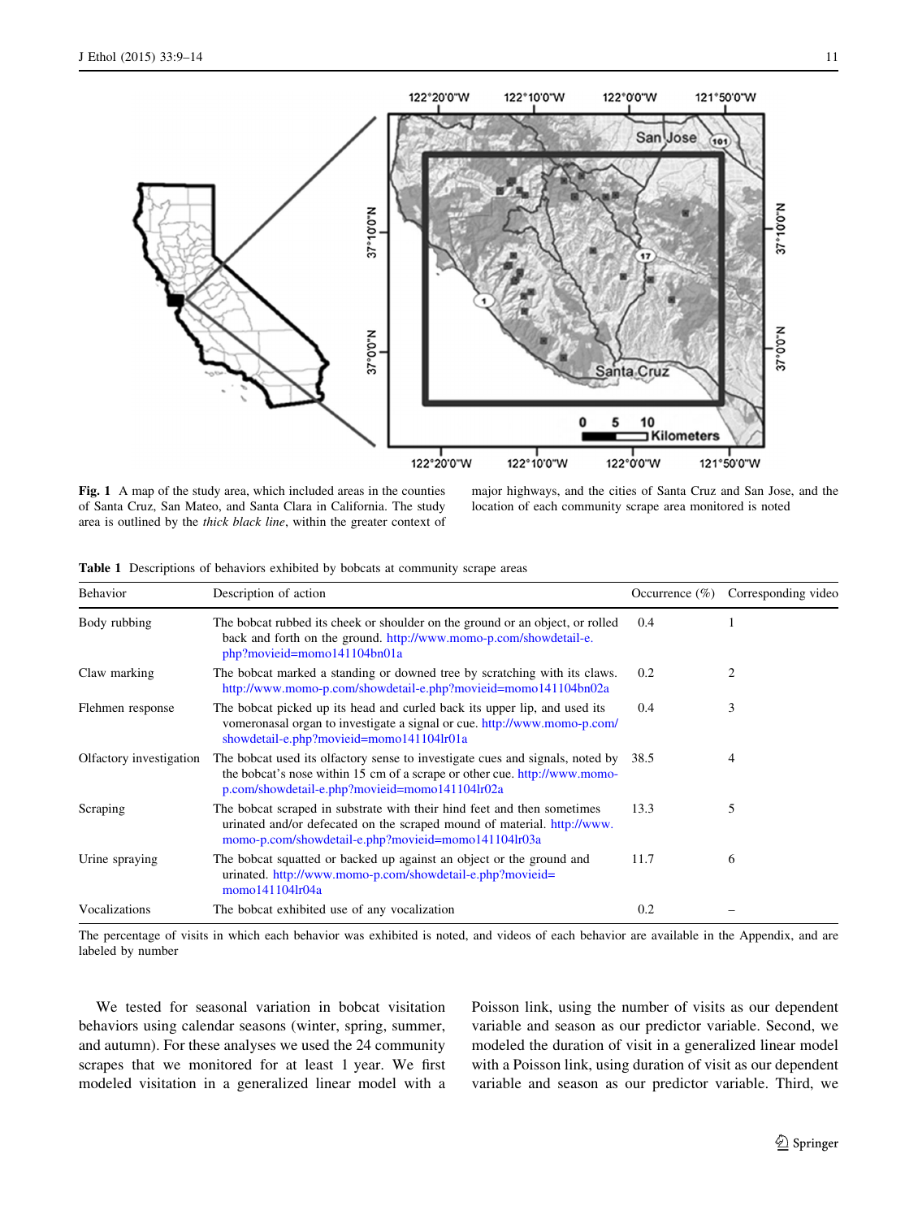Fig. 1 A map of the study area, which included areas in the counties of Santa Cruz, San Mateo, and Santa Clara in California. The study area is outlined by the *thick black line*, within the greater context of major highways, and the cities of Santa Cruz and San Jose, and the location of each community scrape area monitored is noted

**Table 1** Descriptions of behaviors exhibited by bobcats at community scrape areas

| Behavior | Description of action | Occurrence (%) | Corresponding video |
|---|---|---|---|
| Body rubbing | The bobcat rubbed its cheek or shoulder on the ground or an object, or rolled back and forth on the ground. http://www.momo-p.com/showdetail-e.php?movieid=momo141104bn01a | 0.4 | 1 |
| Claw marking | The bobcat marked a standing or downed tree by scratching with its claws. http://www.momo-p.com/showdetail-e.php?movieid=momo141104bn02a | 0.2 | 2 |
| Flehmen response | The bobcat picked up its head and curled back its upper lip, and used its vomeronasal organ to investigate a signal or cue. http://www.momo-p.com/showdetail-e.php?movieid=momo141104lr01a | 0.4 | 3 |
| Olfactory investigation | The bobcat used its olfactory sense to investigate cues and signals, noted by the bobcat's nose within 15 cm of a scrape or other cue. http://www.momo-p.com/showdetail-e.php?movieid=momo141104lr02a | 38.5 | 4 |
| Scraping | The bobcat scraped in substrate with their hind feet and then sometimes urinated and/or defecated on the scraped mound of material. http://www.momo-p.com/showdetail-e.php?movieid=momo141104lr03a | 13.3 | 5 |
| Urine spraying | The bobcat squatted or backed up against an object or the ground and urinated. http://www.momo-p.com/showdetail-e.php?movieid=momo141104lr04a | 11.7 | 6 |
| Vocalizations | The bobcat exhibited use of any vocalization | 0.2 | – |

The percentage of visits in which each behavior was exhibited is noted, and videos of each behavior are available in the Appendix, and are labeled by number

We tested for seasonal variation in bobcat visitation behaviors using calendar seasons (winter, spring, summer, and autumn). For these analyses we used the 24 community scrapes that we monitored for at least 1 year. We first modeled visitation in a generalized linear model with a Poisson link, using the number of visits as our dependent variable and season as our predictor variable. Second, we modeled the duration of visit in a generalized linear model with a Poisson link, using duration of visit as our dependent variable and season as our predictor variable. Third, we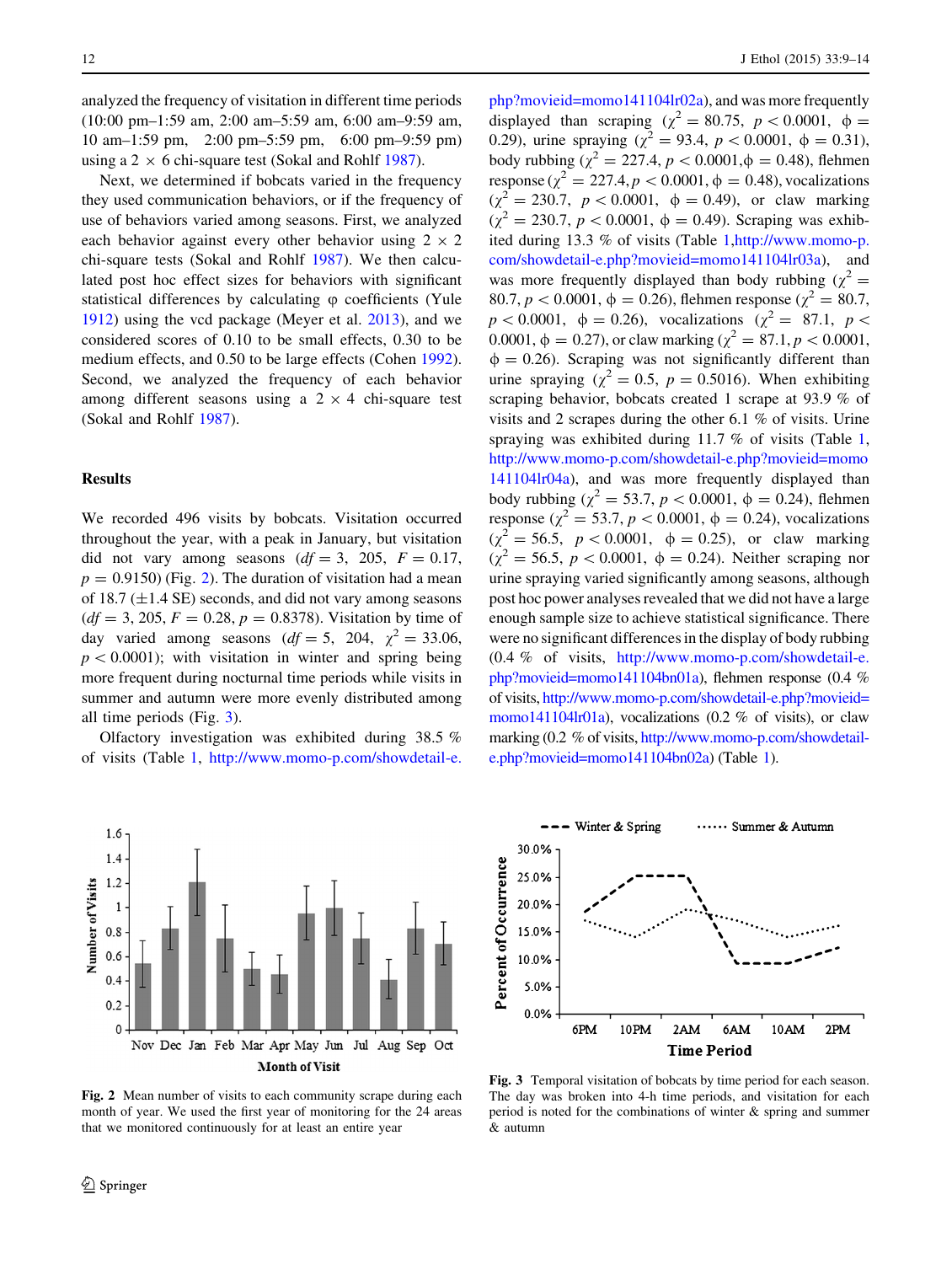analyzed the frequency of visitation in different time periods (10:00 pm–1:59 am, 2:00 am–5:59 am, 6:00 am–9:59 am, 10 am–1:59 pm, 2:00 pm–5:59 pm, 6:00 pm–9:59 pm) using a 2 × 6 chi-square test (Sokal and Rohlf 1987).

Next, we determined if bobcats varied in the frequency they used communication behaviors, or if the frequency of use of behaviors varied among seasons. First, we analyzed each behavior against every other behavior using 2 × 2 chi-square tests (Sokal and Rohlf 1987). We then calculated post hoc effect sizes for behaviors with significant statistical differences by calculating φ coefficients (Yule 1912) using the vcd package (Meyer et al. 2013), and we considered scores of 0.10 to be small effects, 0.30 to be medium effects, and 0.50 to be large effects (Cohen 1992). Second, we analyzed the frequency of each behavior among different seasons using a 2 × 4 chi-square test (Sokal and Rohlf 1987).

## Results

We recorded 496 visits by bobcats. Visitation occurred throughout the year, with a peak in January, but visitation did not vary among seasons ($df = 3$, 205, $F = 0.17$, $p = 0.9150$) (Fig. 2). The duration of visitation had a mean of 18.7 (±1.4 SE) seconds, and did not vary among seasons ($df = 3$, 205, $F = 0.28$, $p = 0.8378$). Visitation by time of day varied among seasons ($df = 5$, 204, $\chi^2 = 33.06$, $p < 0.0001$); with visitation in winter and spring being more frequent during nocturnal time periods while visits in summer and autumn were more evenly distributed among all time periods (Fig. 3).

Olfactory investigation was exhibited during 38.5 % of visits (Table 1, http://www.momo-p.com/showdetail-e.php?movieid=momo141104lr02a), and was more frequently displayed than scraping ($\chi^2 = 80.75$, $p < 0.0001$, $\phi = 0.29$), urine spraying ($\chi^2 = 93.4$, $p < 0.0001$, $\phi = 0.31$), body rubbing ($\chi^2 = 227.4$, $p < 0.0001$, $\phi = 0.48$), flehmen response ($\chi^2 = 227.4$, $p < 0.0001$, $\phi = 0.48$), vocalizations ($\chi^2 = 230.7$, $p < 0.0001$, $\phi = 0.49$), or claw marking ($\chi^2 = 230.7$, $p < 0.0001$, $\phi = 0.49$). Scraping was exhibited during 13.3 % of visits (Table 1, http://www.momo-p.com/showdetail-e.php?movieid=momo141104lr03a), and was more frequently displayed than body rubbing ($\chi^2 = 80.7$, $p < 0.0001$, $\phi = 0.26$), flehmen response ($\chi^2 = 80.7$, $p < 0.0001$, $\phi = 0.26$), vocalizations ($\chi^2 = 87.1$, $p < 0.0001$, $\phi = 0.27$), or claw marking ($\chi^2 = 87.1$, $p < 0.0001$, $\phi = 0.26$). Scraping was not significantly different than urine spraying ($\chi^2 = 0.5$, $p = 0.5016$). When exhibiting scraping behavior, bobcats created 1 scrape at 93.9 % of visits and 2 scrapes during the other 6.1 % of visits. Urine spraying was exhibited during 11.7 % of visits (Table 1, http://www.momo-p.com/showdetail-e.php?movieid=momo141104lr04a), and was more frequently displayed than body rubbing ($\chi^2 = 53.7$, $p < 0.0001$, $\phi = 0.24$), flehmen response ($\chi^2 = 53.7$, $p < 0.0001$, $\phi = 0.24$), vocalizations ($\chi^2 = 56.5$, $p < 0.0001$, $\phi = 0.25$), or claw marking ($\chi^2 = 56.5$, $p < 0.0001$, $\phi = 0.24$). Neither scraping nor urine spraying varied significantly among seasons, although post hoc power analyses revealed that we did not have a large enough sample size to achieve statistical significance. There were no significant differences in the display of body rubbing (0.4 % of visits, http://www.momo-p.com/showdetail-e.php?movieid=momo141104bn01a), flehmen response (0.4 % of visits, http://www.momo-p.com/showdetail-e.php?movieid=momo141104lr01a), vocalizations (0.2 % of visits), or claw marking (0.2 % of visits, http://www.momo-p.com/showdetail-e.php?movieid=momo141104bn02a) (Table 1).

**Fig. 2** Mean number of visits to each community scrape during each month of year. We used the first year of monitoring for the 24 areas that we monitored continuously for at least an entire year

**Fig. 3** Temporal visitation of bobcats by time period for each season. The day was broken into 4-h time periods, and visitation for each period is noted for the combinations of winter & spring and summer & autumn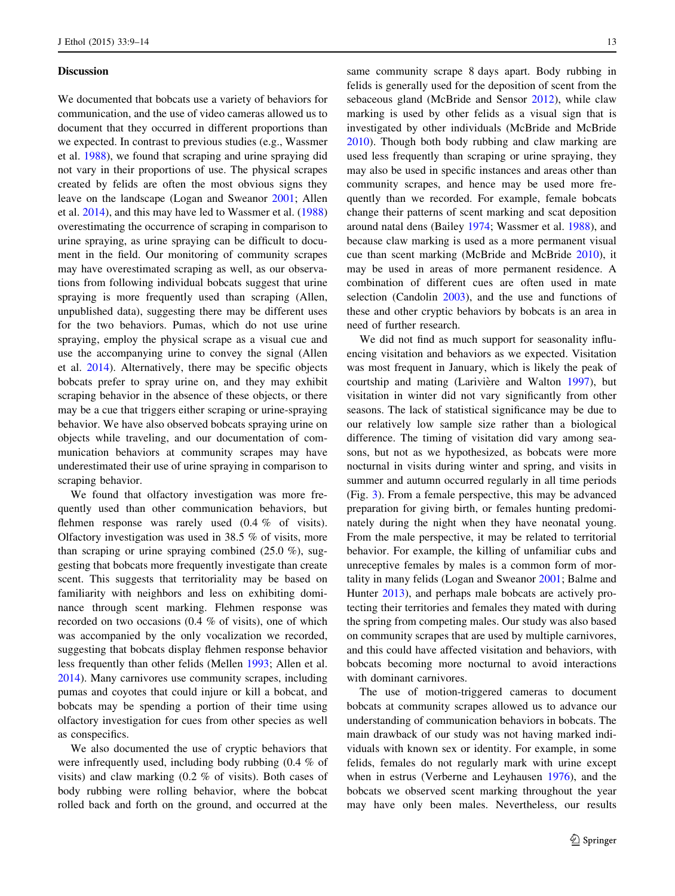## Discussion

We documented that bobcats use a variety of behaviors for communication, and the use of video cameras allowed us to document that they occurred in different proportions than we expected. In contrast to previous studies (e.g., Wassmer et al. 1988), we found that scraping and urine spraying did not vary in their proportions of use. The physical scrapes created by felids are often the most obvious signs they leave on the landscape (Logan and Sweanor 2001; Allen et al. 2014), and this may have led to Wassmer et al. (1988) overestimating the occurrence of scraping in comparison to urine spraying, as urine spraying can be difficult to document in the field. Our monitoring of community scrapes may have overestimated scraping as well, as our observations from following individual bobcats suggest that urine spraying is more frequently used than scraping (Allen, unpublished data), suggesting there may be different uses for the two behaviors. Pumas, which do not use urine spraying, employ the physical scrape as a visual cue and use the accompanying urine to convey the signal (Allen et al. 2014). Alternatively, there may be specific objects bobcats prefer to spray urine on, and they may exhibit scraping behavior in the absence of these objects, or there may be a cue that triggers either scraping or urine-spraying behavior. We have also observed bobcats spraying urine on objects while traveling, and our documentation of communication behaviors at community scrapes may have underestimated their use of urine spraying in comparison to scraping behavior.

We found that olfactory investigation was more frequently used than other communication behaviors, but flehmen response was rarely used (0.4 % of visits). Olfactory investigation was used in 38.5 % of visits, more than scraping or urine spraying combined (25.0 %), suggesting that bobcats more frequently investigate than create scent. This suggests that territoriality may be based on familiarity with neighbors and less on exhibiting dominance through scent marking. Flehmen response was recorded on two occasions (0.4 % of visits), one of which was accompanied by the only vocalization we recorded, suggesting that bobcats display flehmen response behavior less frequently than other felids (Mellen 1993; Allen et al. 2014). Many carnivores use community scrapes, including pumas and coyotes that could injure or kill a bobcat, and bobcats may be spending a portion of their time using olfactory investigation for cues from other species as well as conspecifics.

We also documented the use of cryptic behaviors that were infrequently used, including body rubbing (0.4 % of visits) and claw marking (0.2 % of visits). Both cases of body rubbing were rolling behavior, where the bobcat rolled back and forth on the ground, and occurred at the same community scrape 8 days apart. Body rubbing in felids is generally used for the deposition of scent from the sebaceous gland (McBride and Sensor 2012), while claw marking is used by other felids as a visual sign that is investigated by other individuals (McBride and McBride 2010). Though both body rubbing and claw marking are used less frequently than scraping or urine spraying, they may also be used in specific instances and areas other than community scrapes, and hence may be used more frequently than we recorded. For example, female bobcats change their patterns of scent marking and scat deposition around natal dens (Bailey 1974; Wassmer et al. 1988), and because claw marking is used as a more permanent visual cue than scent marking (McBride and McBride 2010), it may be used in areas of more permanent residence. A combination of different cues are often used in mate selection (Candolin 2003), and the use and functions of these and other cryptic behaviors by bobcats is an area in need of further research.

We did not find as much support for seasonality influencing visitation and behaviors as we expected. Visitation was most frequent in January, which is likely the peak of courtship and mating (Larivière and Walton 1997), but visitation in winter did not vary significantly from other seasons. The lack of statistical significance may be due to our relatively low sample size rather than a biological difference. The timing of visitation did vary among seasons, but not as we hypothesized, as bobcats were more nocturnal in visits during winter and spring, and visits in summer and autumn occurred regularly in all time periods (Fig. 3). From a female perspective, this may be advanced preparation for giving birth, or females hunting predominately during the night when they have neonatal young. From the male perspective, it may be related to territorial behavior. For example, the killing of unfamiliar cubs and unreceptive females by males is a common form of mortality in many felids (Logan and Sweanor 2001; Balme and Hunter 2013), and perhaps male bobcats are actively protecting their territories and females they mated with during the spring from competing males. Our study was also based on community scrapes that are used by multiple carnivores, and this could have affected visitation and behaviors, with bobcats becoming more nocturnal to avoid interactions with dominant carnivores.

The use of motion-triggered cameras to document bobcats at community scrapes allowed us to advance our understanding of communication behaviors in bobcats. The main drawback of our study was not having marked individuals with known sex or identity. For example, in some felids, females do not regularly mark with urine except when in estrus (Verberne and Leyhausen 1976), and the bobcats we observed scent marking throughout the year may have only been males. Nevertheless, our results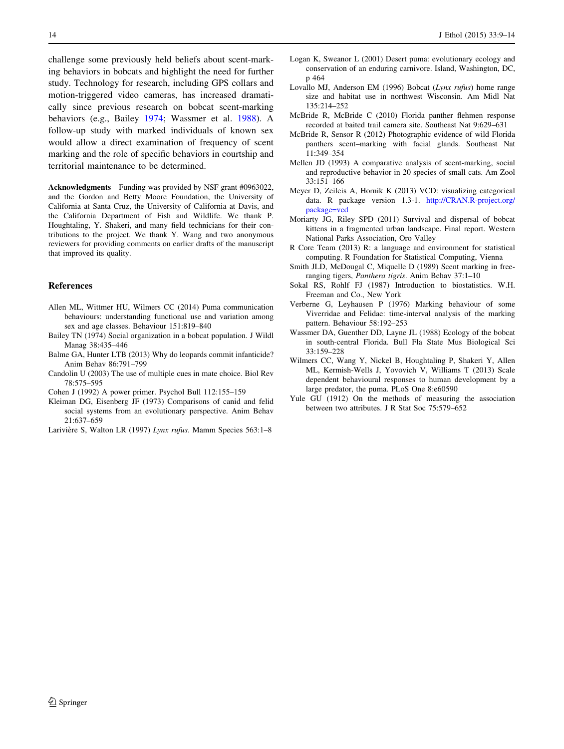challenge some previously held beliefs about scent-marking behaviors in bobcats and highlight the need for further study. Technology for research, including GPS collars and motion-triggered video cameras, has increased dramatically since previous research on bobcat scent-marking behaviors (e.g., Bailey 1974; Wassmer et al. 1988). A follow-up study with marked individuals of known sex would allow a direct examination of frequency of scent marking and the role of specific behaviors in courtship and territorial maintenance to be determined.

**Acknowledgments** Funding was provided by NSF grant #0963022, and the Gordon and Betty Moore Foundation, the University of California at Santa Cruz, the University of California at Davis, and the California Department of Fish and Wildlife. We thank P. Houghtaling, Y. Shakeri, and many field technicians for their contributions to the project. We thank Y. Wang and two anonymous reviewers for providing comments on earlier drafts of the manuscript that improved its quality.

## References

Allen ML, Wittmer HU, Wilmers CC (2014) Puma communication behaviours: understanding functional use and variation among sex and age classes. Behaviour 151:819–840

Bailey TN (1974) Social organization in a bobcat population. J Wildl Manag 38:435–446

Balme GA, Hunter LTB (2013) Why do leopards commit infanticide? Anim Behav 86:791–799

Candolin U (2003) The use of multiple cues in mate choice. Biol Rev 78:575–595

Cohen J (1992) A power primer. Psychol Bull 112:155–159

Kleiman DG, Eisenberg JF (1973) Comparisons of canid and felid social systems from an evolutionary perspective. Anim Behav 21:637–659

Larivière S, Walton LR (1997) *Lynx rufus*. Mamm Species 563:1–8

Logan K, Sweanor L (2001) Desert puma: evolutionary ecology and conservation of an enduring carnivore. Island, Washington, DC, p 464

Lovallo MJ, Anderson EM (1996) Bobcat (*Lynx rufus*) home range size and habitat use in northwest Wisconsin. Am Midl Nat 135:214–252

McBride R, McBride C (2010) Florida panther flehmen response recorded at baited trail camera site. Southeast Nat 9:629–631

McBride R, Sensor R (2012) Photographic evidence of wild Florida panthers scent–marking with facial glands. Southeast Nat 11:349–354

Mellen JD (1993) A comparative analysis of scent-marking, social and reproductive behavior in 20 species of small cats. Am Zool 33:151–166

Meyer D, Zeileis A, Hornik K (2013) VCD: visualizing categorical data. R package version 1.3-1. http://CRAN.R-project.org/package=vcd

Moriarty JG, Riley SPD (2011) Survival and dispersal of bobcat kittens in a fragmented urban landscape. Final report. Western National Parks Association, Oro Valley

R Core Team (2013) R: a language and environment for statistical computing. R Foundation for Statistical Computing, Vienna

Smith JLD, McDougal C, Miquelle D (1989) Scent marking in free-ranging tigers, *Panthera tigris*. Anim Behav 37:1–10

Sokal RS, Rohlf FJ (1987) Introduction to biostatistics. W.H. Freeman and Co., New York

Verberne G, Leyhausen P (1976) Marking behaviour of some Viverridae and Felidae: time-interval analysis of the marking pattern. Behaviour 58:192–253

Wassmer DA, Guenther DD, Layne JL (1988) Ecology of the bobcat in south-central Florida. Bull Fla State Mus Biological Sci 33:159–228

Wilmers CC, Wang Y, Nickel B, Houghtaling P, Shakeri Y, Allen ML, Kermish-Wells J, Yovovich V, Williams T (2013) Scale dependent behavioural responses to human development by a large predator, the puma. PLoS One 8:e60590

Yule GU (1912) On the methods of measuring the association between two attributes. J R Stat Soc 75:579–652